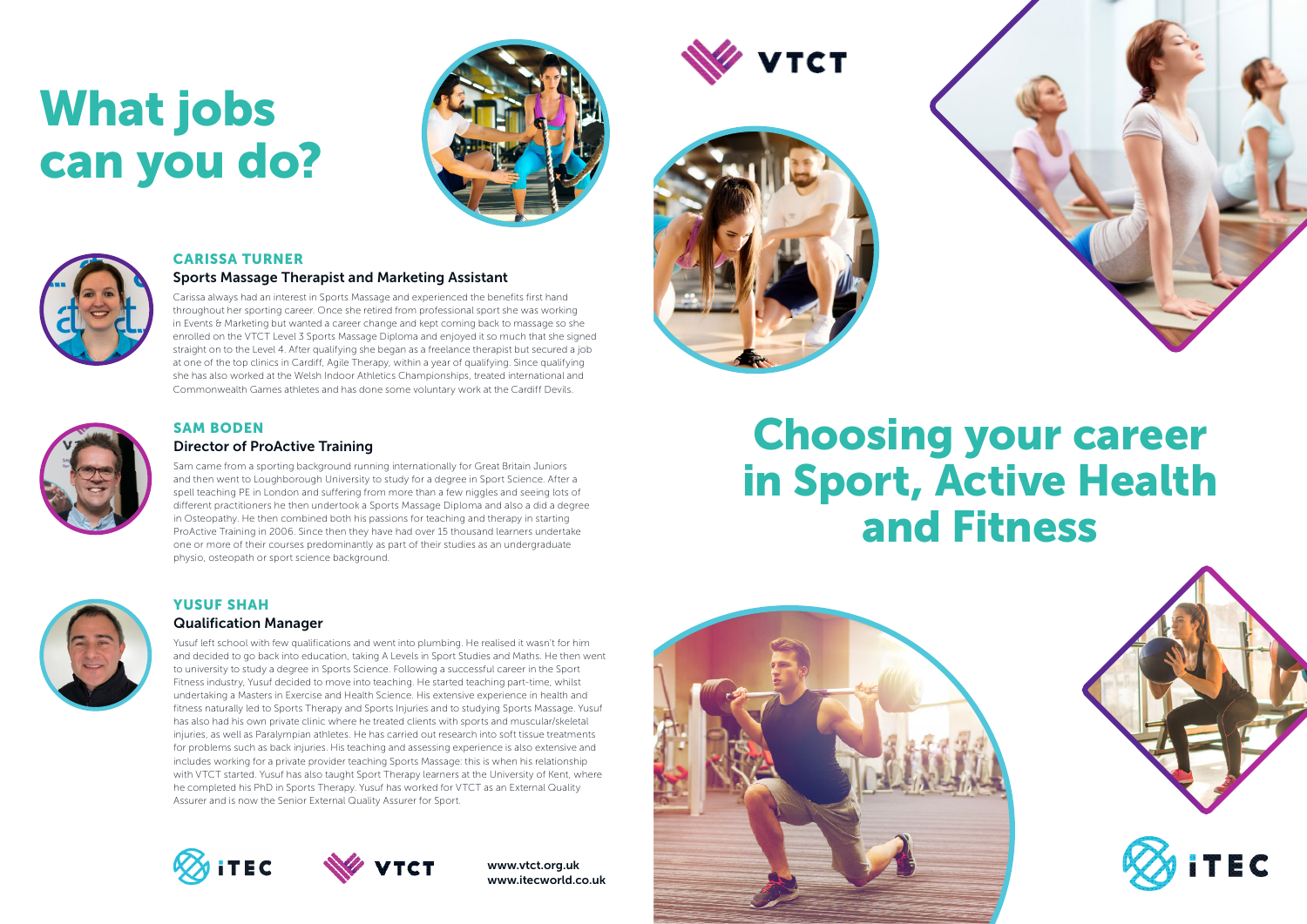# What jobs can you do?

### CARISSA TURNER

**Sports Massage Therapist and Marketing Assistant**

Carissa always had an interest in Sports Massage and experienced the benefits first hand throughout her sporting career. Once she retired from professional sport she was working in Events & Marketing but wanted a career change and kept coming back to massage so she enrolled on the VTCT Level 3 Sports Massage Diploma and enjoyed it so much that she signed straight on to the Level 4. After qualifying she began as a freelance therapist but secured a job at one of the top clinics in Cardiff, Agile Therapy, within a year of qualifying. Since qualifying she has also worked at the Welsh Indoor Athletics Championships, treated international and Commonwealth Games athletes and has done some voluntary work at the Cardiff Devils.

### SAM BODEN

**Director of ProActive Training**

Sam came from a sporting background running internationally for Great Britain Juniors and then went to Loughborough University to study for a degree in Sport Science. After a spell teaching PE in London and suffering from more than a few niggles and seeing lots of different practitioners he then undertook a Sports Massage Diploma and also a did a degree in Osteopathy. He then combined both his passions for teaching and therapy in starting ProActive Training in 2006. Since then they have had over 15 thousand learners undertake one or more of their courses predominantly as part of their studies as an undergraduate physio, osteopath or sport science background.

### YUSUF SHAH

**Qualification Manager**

Yusuf left school with few qualifications and went into plumbing. He realised it wasn't for him and decided to go back into education, taking A Levels in Sport Studies and Maths. He then went to university to study a degree in Sports Science. Following a successful career in the Sport Fitness industry, Yusuf decided to move into teaching. He started teaching part-time, whilst undertaking a Masters in Exercise and Health Science. His extensive experience in health and fitness naturally led to Sports Therapy and Sports Injuries and to studying Sports Massage. Yusuf has also had his own private clinic where he treated clients with sports and muscular/skeletal injuries, as well as Paralympian athletes. He has carried out research into soft tissue treatments for problems such as back injuries. His teaching and assessing experience is also extensive and includes working for a private provider teaching Sports Massage: this is when his relationship with VTCT started. Yusuf has also taught Sport Therapy learners at the University of Kent, where he completed his PhD in Sports Therapy. Yusuf has worked for VTCT as an External Quality Assurer and is now the Senior External Quality Assurer for Sport.

iTEC VTCT

www.vtct.org.uk
www.itecworld.co.uk

VTCT

# Choosing your career in Sport, Active Health and Fitness

iTEC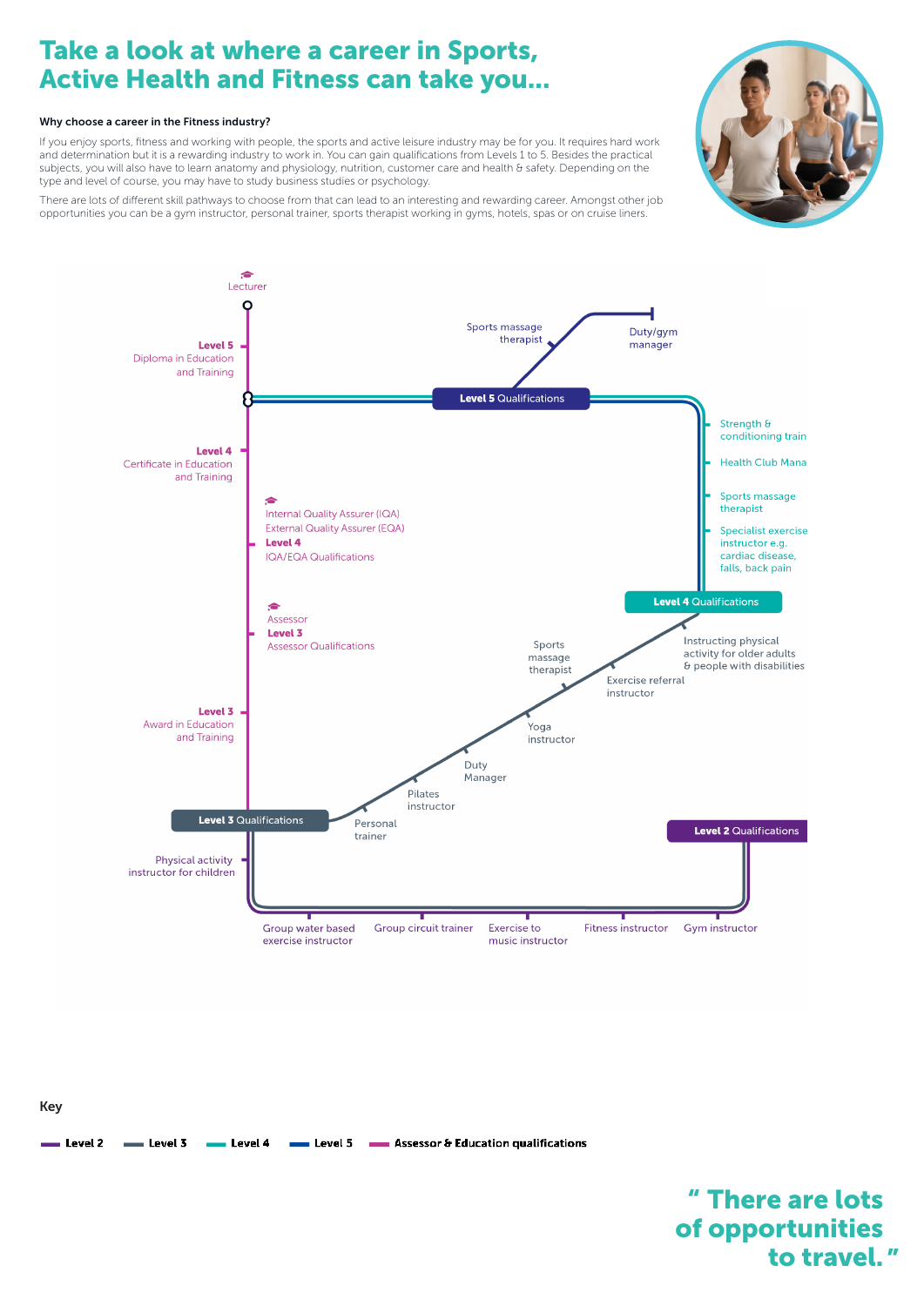# Take a look at where a career in Sports, Active Health and Fitness can take you...

**Why choose a career in the Fitness industry?**

If you enjoy sports, fitness and working with people, the sports and active leisure industry may be for you. It requires hard work and determination but it is a rewarding industry to work in. You can gain qualifications from Levels 1 to 5. Besides the practical subjects, you will also have to learn anatomy and physiology, nutrition, customer care and health & safety. Depending on the type and level of course, you may have to study business studies or psychology.

There are lots of different skill pathways to choose from that can lead to an interesting and rewarding career. Amongst other job opportunities you can be a gym instructor, personal trainer, sports therapist working in gyms, hotels, spas or on cruise liners.

Lecturer

**Level 5**
Diploma in Education and Training

**Level 4**
Certificate in Education and Training

Internal Quality Assurer (IQA)
External Quality Assurer (EQA)
**Level 4**
IQA/EQA Qualifications

Assessor
**Level 3**
Assessor Qualifications

**Level 3**
Award in Education and Training

**Level 3** Qualifications

Physical activity instructor for children

Sports massage therapist

Duty/gym manager

**Level 5** Qualifications

Strength & conditioning train

Health Club Mana

Sports massage therapist

Specialist exercise instructor e.g. cardiac disease, falls, back pain

**Level 4** Qualifications

Instructing physical activity for older adults & people with disabilities

Exercise referral instructor

Sports massage therapist

Yoga instructor

Duty Manager

Pilates instructor

Personal trainer

**Level 2** Qualifications

Group water based exercise instructor

Group circuit trainer

Exercise to music instructor

Fitness instructor

Gym instructor

**Key**

**Level 2** **Level 3** **Level 4** **Level 5** **Assessor & Education qualifications**

**" There are lots of opportunities to travel. "**